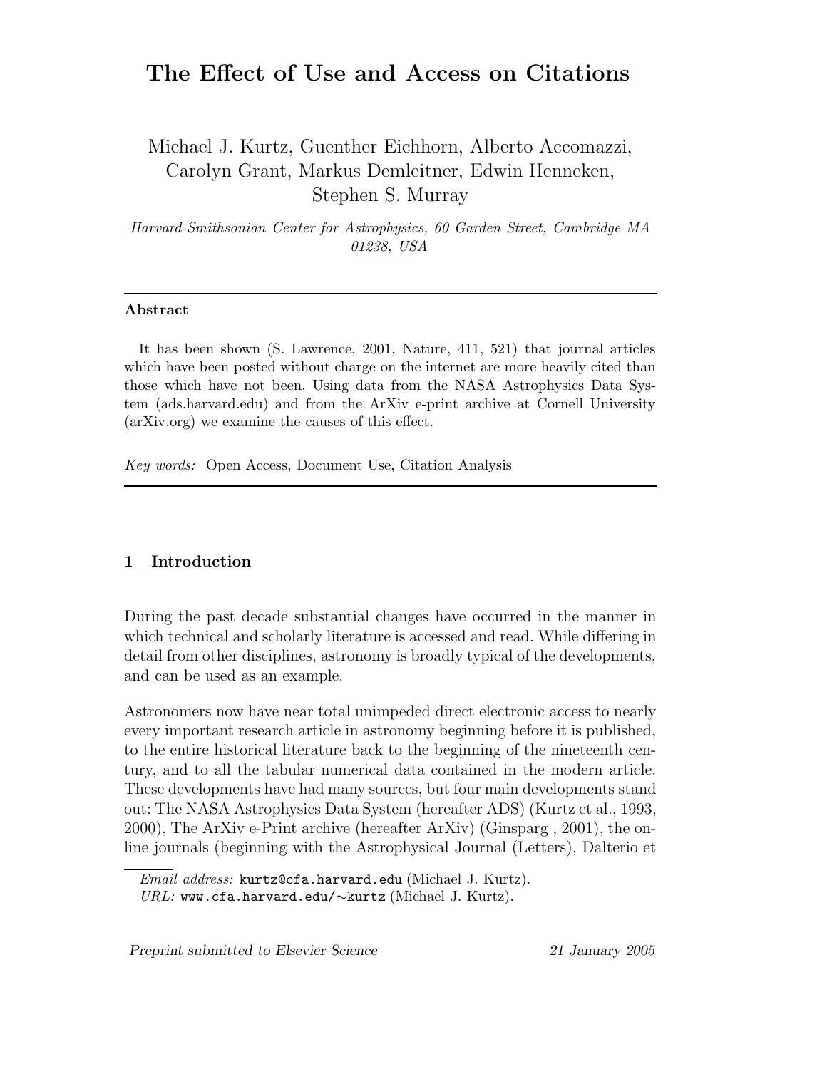# The Effect of Use and Access on Citations

Michael J. Kurtz, Guenther Eichhorn, Alberto Accomazzi, Carolyn Grant, Markus Demleitner, Edwin Henneken, Stephen S. Murray

*Harvard-Smithsonian Center for Astrophysics, 60 Garden Street, Cambridge MA 01238, USA*

---

**Abstract**

It has been shown (S. Lawrence, 2001, Nature, 411, 521) that journal articles which have been posted without charge on the internet are more heavily cited than those which have not been. Using data from the NASA Astrophysics Data System (ads.harvard.edu) and from the ArXiv e-print archive at Cornell University (arXiv.org) we examine the causes of this effect.

*Key words:* Open Access, Document Use, Citation Analysis

---

## 1 Introduction

During the past decade substantial changes have occurred in the manner in which technical and scholarly literature is accessed and read. While differing in detail from other disciplines, astronomy is broadly typical of the developments, and can be used as an example.

Astronomers now have near total unimpeded direct electronic access to nearly every important research article in astronomy beginning before it is published, to the entire historical literature back to the beginning of the nineteenth century, and to all the tabular numerical data contained in the modern article. These developments have had many sources, but four main developments stand out: The NASA Astrophysics Data System (hereafter ADS) (Kurtz et al., 1993, 2000), The ArXiv e-Print archive (hereafter ArXiv) (Ginsparg , 2001), the on-line journals (beginning with the Astrophysical Journal (Letters), Dalterio et

---

*Email address:* `kurtz@cfa.harvard.edu` (Michael J. Kurtz).
*URL:* `www.cfa.harvard.edu/~kurtz` (Michael J. Kurtz).

*Preprint submitted to Elsevier Science* *21 January 2005*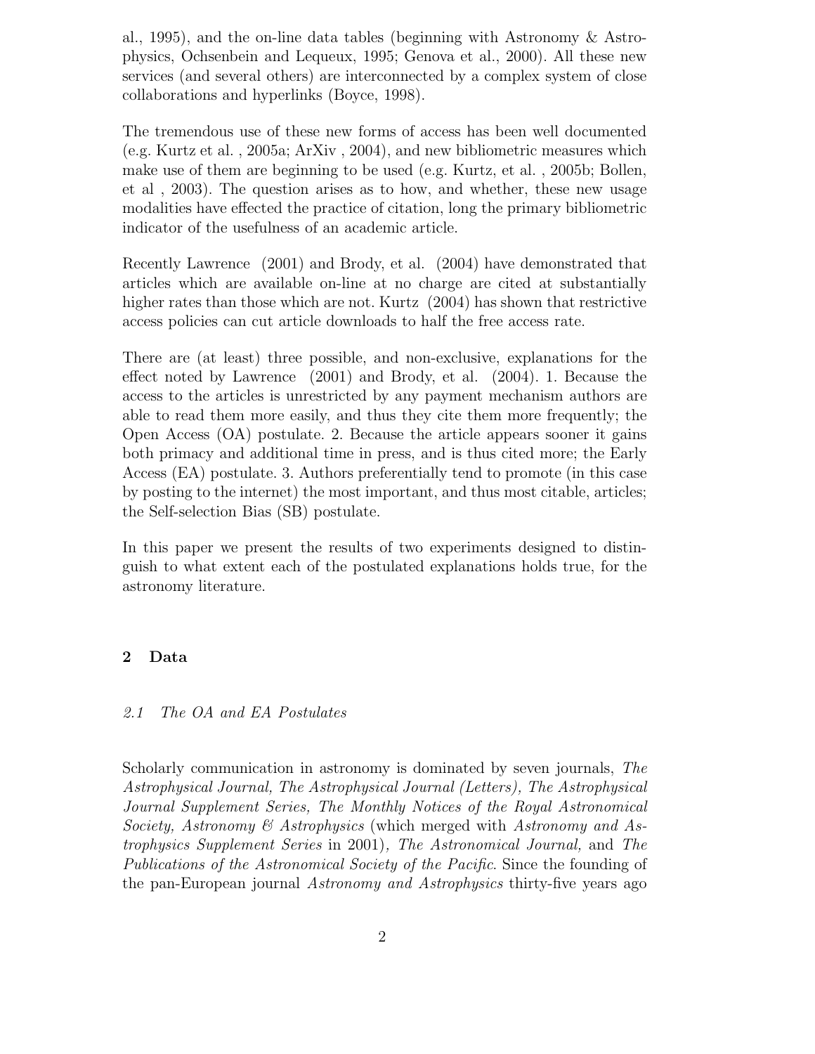al., 1995), and the on-line data tables (beginning with Astronomy & Astrophysics, Ochsenbein and Lequeux, 1995; Genova et al., 2000). All these new services (and several others) are interconnected by a complex system of close collaborations and hyperlinks (Boyce, 1998).

The tremendous use of these new forms of access has been well documented (e.g. Kurtz et al. , 2005a; ArXiv , 2004), and new bibliometric measures which make use of them are beginning to be used (e.g. Kurtz, et al. , 2005b; Bollen, et al , 2003). The question arises as to how, and whether, these new usage modalities have effected the practice of citation, long the primary bibliometric indicator of the usefulness of an academic article.

Recently Lawrence (2001) and Brody, et al. (2004) have demonstrated that articles which are available on-line at no charge are cited at substantially higher rates than those which are not. Kurtz (2004) has shown that restrictive access policies can cut article downloads to half the free access rate.

There are (at least) three possible, and non-exclusive, explanations for the effect noted by Lawrence (2001) and Brody, et al. (2004). 1. Because the access to the articles is unrestricted by any payment mechanism authors are able to read them more easily, and thus they cite them more frequently; the Open Access (OA) postulate. 2. Because the article appears sooner it gains both primacy and additional time in press, and is thus cited more; the Early Access (EA) postulate. 3. Authors preferentially tend to promote (in this case by posting to the internet) the most important, and thus most citable, articles; the Self-selection Bias (SB) postulate.

In this paper we present the results of two experiments designed to distinguish to what extent each of the postulated explanations holds true, for the astronomy literature.

## 2 Data

### *2.1 The OA and EA Postulates*

Scholarly communication in astronomy is dominated by seven journals, *The Astrophysical Journal, The Astrophysical Journal (Letters), The Astrophysical Journal Supplement Series, The Monthly Notices of the Royal Astronomical Society, Astronomy & Astrophysics* (which merged with *Astronomy and Astrophysics Supplement Series* in 2001)*, The Astronomical Journal,* and *The Publications of the Astronomical Society of the Pacific*. Since the founding of the pan-European journal *Astronomy and Astrophysics* thirty-five years ago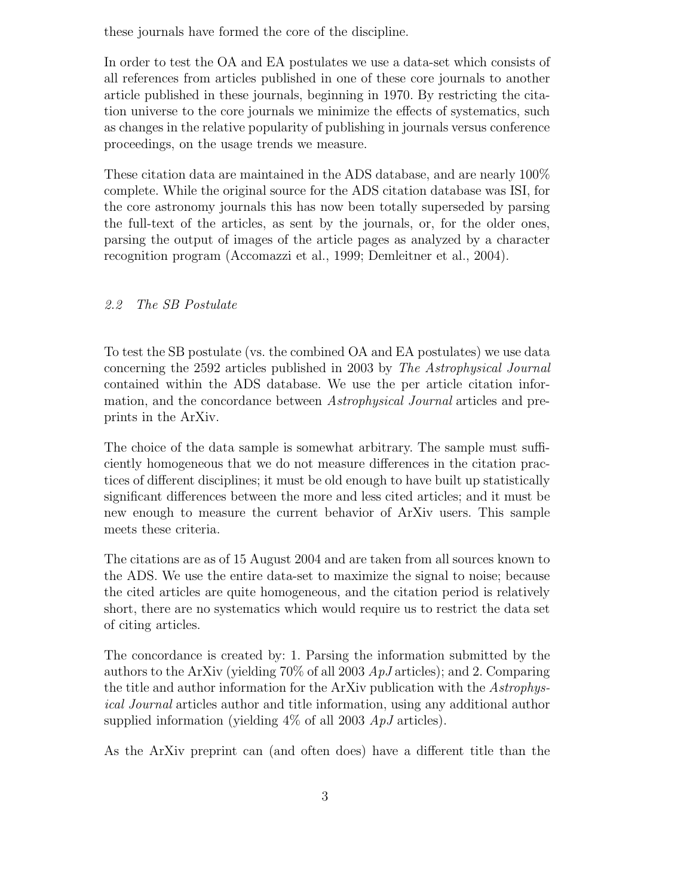these journals have formed the core of the discipline.

In order to test the OA and EA postulates we use a data-set which consists of all references from articles published in one of these core journals to another article published in these journals, beginning in 1970. By restricting the citation universe to the core journals we minimize the effects of systematics, such as changes in the relative popularity of publishing in journals versus conference proceedings, on the usage trends we measure.

These citation data are maintained in the ADS database, and are nearly 100% complete. While the original source for the ADS citation database was ISI, for the core astronomy journals this has now been totally superseded by parsing the full-text of the articles, as sent by the journals, or, for the older ones, parsing the output of images of the article pages as analyzed by a character recognition program (Accomazzi et al., 1999; Demleitner et al., 2004).

### *2.2 The SB Postulate*

To test the SB postulate (vs. the combined OA and EA postulates) we use data concerning the 2592 articles published in 2003 by *The Astrophysical Journal* contained within the ADS database. We use the per article citation information, and the concordance between *Astrophysical Journal* articles and preprints in the ArXiv.

The choice of the data sample is somewhat arbitrary. The sample must sufficiently homogeneous that we do not measure differences in the citation practices of different disciplines; it must be old enough to have built up statistically significant differences between the more and less cited articles; and it must be new enough to measure the current behavior of ArXiv users. This sample meets these criteria.

The citations are as of 15 August 2004 and are taken from all sources known to the ADS. We use the entire data-set to maximize the signal to noise; because the cited articles are quite homogeneous, and the citation period is relatively short, there are no systematics which would require us to restrict the data set of citing articles.

The concordance is created by: 1. Parsing the information submitted by the authors to the ArXiv (yielding 70% of all 2003 *ApJ* articles); and 2. Comparing the title and author information for the ArXiv publication with the *Astrophysical Journal* articles author and title information, using any additional author supplied information (yielding 4% of all 2003 *ApJ* articles).

As the ArXiv preprint can (and often does) have a different title than the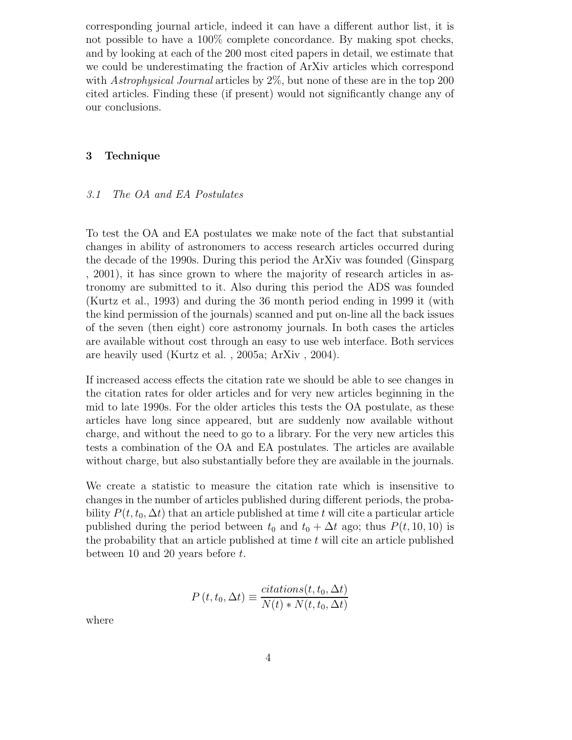corresponding journal article, indeed it can have a different author list, it is not possible to have a 100% complete concordance. By making spot checks, and by looking at each of the 200 most cited papers in detail, we estimate that we could be underestimating the fraction of ArXiv articles which correspond with *Astrophysical Journal* articles by 2%, but none of these are in the top 200 cited articles. Finding these (if present) would not significantly change any of our conclusions.

## 3 Technique

### *3.1 The OA and EA Postulates*

To test the OA and EA postulates we make note of the fact that substantial changes in ability of astronomers to access research articles occurred during the decade of the 1990s. During this period the ArXiv was founded (Ginsparg , 2001), it has since grown to where the majority of research articles in astronomy are submitted to it. Also during this period the ADS was founded (Kurtz et al., 1993) and during the 36 month period ending in 1999 it (with the kind permission of the journals) scanned and put on-line all the back issues of the seven (then eight) core astronomy journals. In both cases the articles are available without cost through an easy to use web interface. Both services are heavily used (Kurtz et al. , 2005a; ArXiv , 2004).

If increased access effects the citation rate we should be able to see changes in the citation rates for older articles and for very new articles beginning in the mid to late 1990s. For the older articles this tests the OA postulate, as these articles have long since appeared, but are suddenly now available without charge, and without the need to go to a library. For the very new articles this tests a combination of the OA and EA postulates. The articles are available without charge, but also substantially before they are available in the journals.

We create a statistic to measure the citation rate which is insensitive to changes in the number of articles published during different periods, the probability $P(t, t_0, \Delta t)$ that an article published at time $t$ will cite a particular article published during the period between $t_0$ and $t_0 + \Delta t$ ago; thus $P(t, 10, 10)$ is the probability that an article published at time $t$ will cite an article published between 10 and 20 years before $t$.

$$P\left(t, t_0, \Delta t\right) \equiv \frac{citations(t, t_0, \Delta t)}{N(t) * N(t, t_0, \Delta t)}$$

where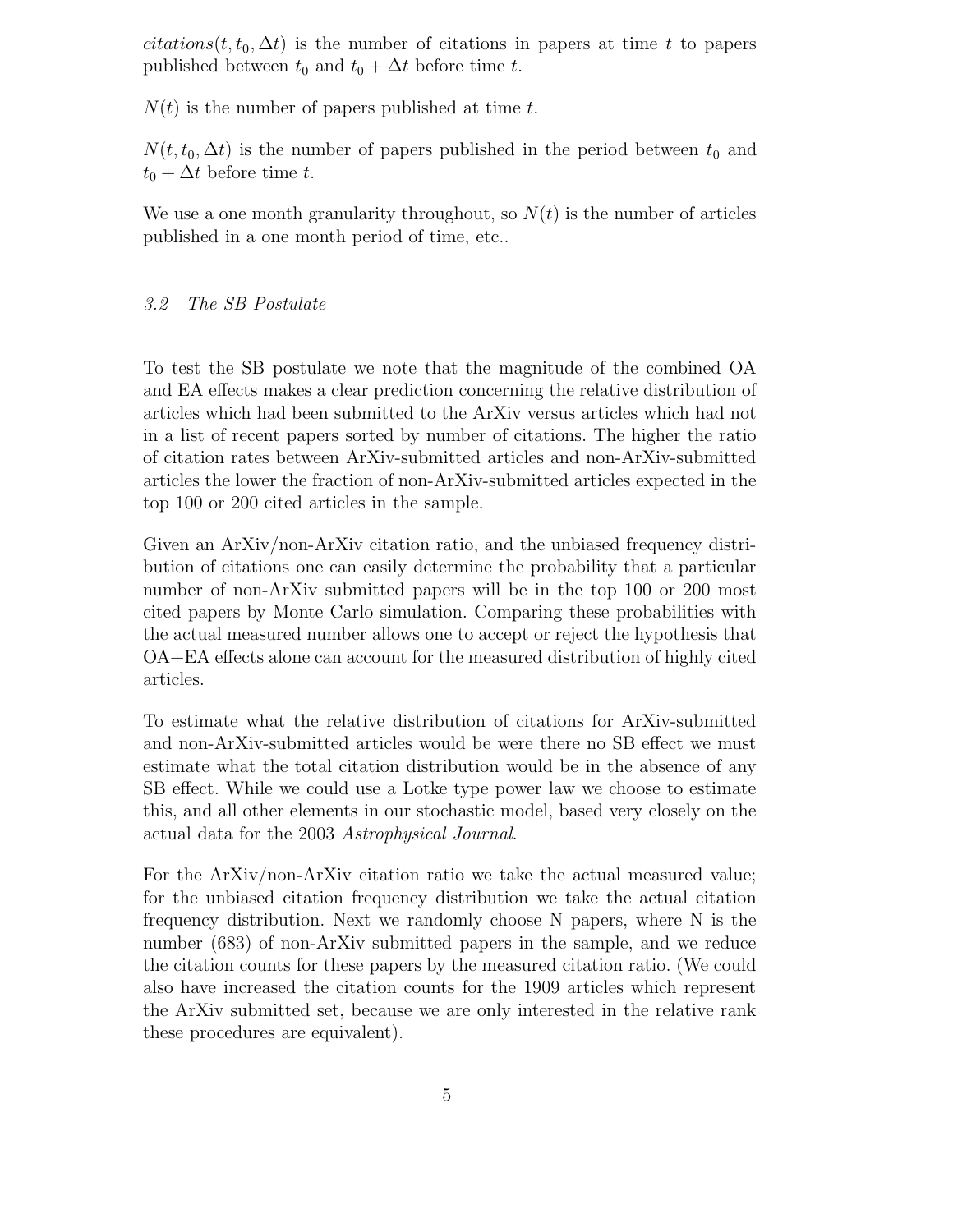$citations(t, t_0, \Delta t)$ is the number of citations in papers at time $t$ to papers published between $t_0$ and $t_0 + \Delta t$ before time $t$.

$N(t)$ is the number of papers published at time $t$.

$N(t, t_0, \Delta t)$ is the number of papers published in the period between $t_0$ and $t_0 + \Delta t$ before time $t$.

We use a one month granularity throughout, so $N(t)$ is the number of articles published in a one month period of time, etc..

### *3.2 The SB Postulate*

To test the SB postulate we note that the magnitude of the combined OA and EA effects makes a clear prediction concerning the relative distribution of articles which had been submitted to the ArXiv versus articles which had not in a list of recent papers sorted by number of citations. The higher the ratio of citation rates between ArXiv-submitted articles and non-ArXiv-submitted articles the lower the fraction of non-ArXiv-submitted articles expected in the top 100 or 200 cited articles in the sample.

Given an ArXiv/non-ArXiv citation ratio, and the unbiased frequency distribution of citations one can easily determine the probability that a particular number of non-ArXiv submitted papers will be in the top 100 or 200 most cited papers by Monte Carlo simulation. Comparing these probabilities with the actual measured number allows one to accept or reject the hypothesis that OA+EA effects alone can account for the measured distribution of highly cited articles.

To estimate what the relative distribution of citations for ArXiv-submitted and non-ArXiv-submitted articles would be were there no SB effect we must estimate what the total citation distribution would be in the absence of any SB effect. While we could use a Lotke type power law we choose to estimate this, and all other elements in our stochastic model, based very closely on the actual data for the 2003 *Astrophysical Journal*.

For the ArXiv/non-ArXiv citation ratio we take the actual measured value; for the unbiased citation frequency distribution we take the actual citation frequency distribution. Next we randomly choose N papers, where N is the number (683) of non-ArXiv submitted papers in the sample, and we reduce the citation counts for these papers by the measured citation ratio. (We could also have increased the citation counts for the 1909 articles which represent the ArXiv submitted set, because we are only interested in the relative rank these procedures are equivalent).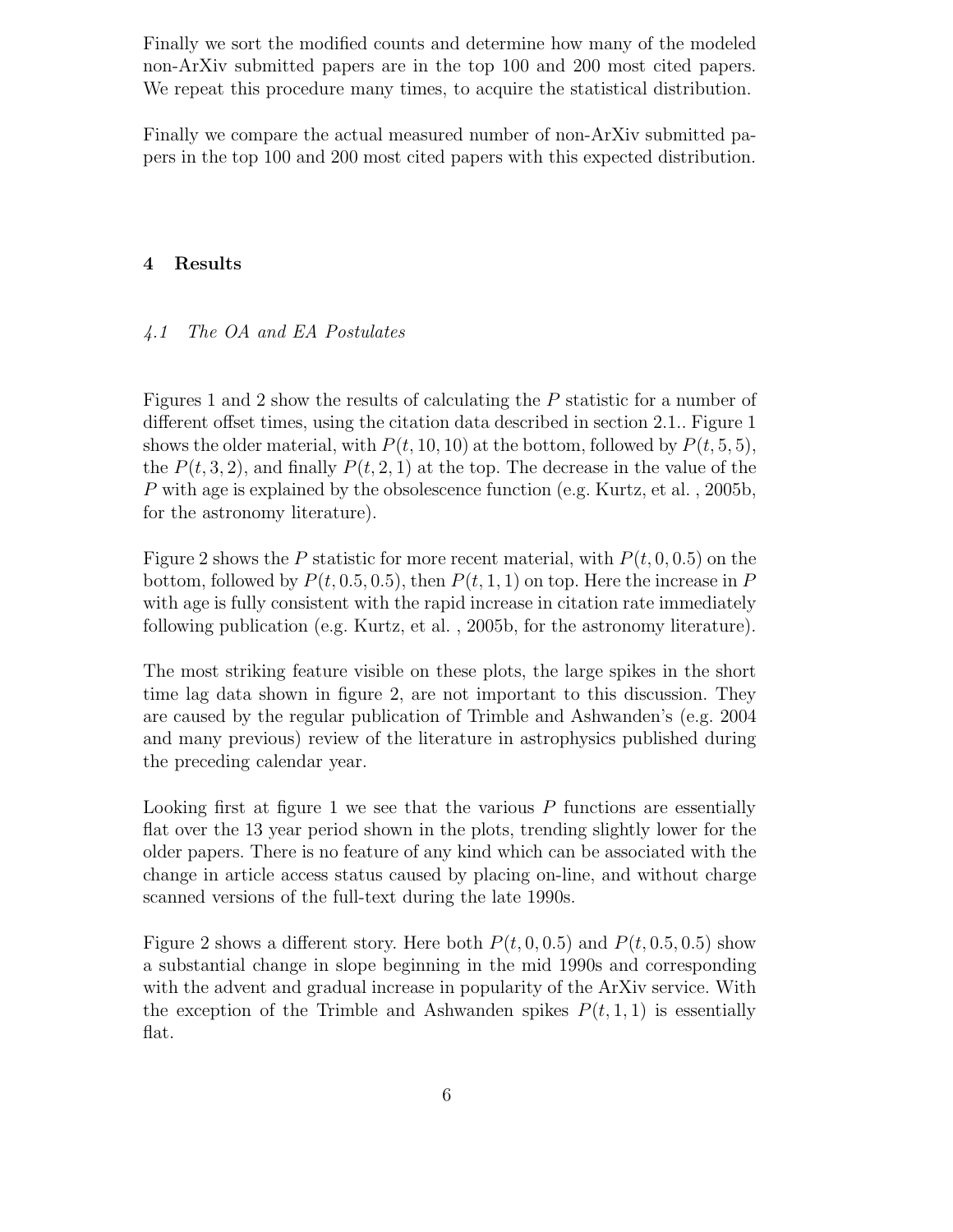Finally we sort the modified counts and determine how many of the modeled non-ArXiv submitted papers are in the top 100 and 200 most cited papers. We repeat this procedure many times, to acquire the statistical distribution.

Finally we compare the actual measured number of non-ArXiv submitted papers in the top 100 and 200 most cited papers with this expected distribution.

## 4 Results

### *4.1 The OA and EA Postulates*

Figures 1 and 2 show the results of calculating the $P$ statistic for a number of different offset times, using the citation data described in section 2.1.. Figure 1 shows the older material, with $P(t, 10, 10)$ at the bottom, followed by $P(t, 5, 5)$, the $P(t, 3, 2)$, and finally $P(t, 2, 1)$ at the top. The decrease in the value of the $P$ with age is explained by the obsolescence function (e.g. Kurtz, et al. , 2005b, for the astronomy literature).

Figure 2 shows the $P$ statistic for more recent material, with $P(t, 0, 0.5)$ on the bottom, followed by $P(t, 0.5, 0.5)$, then $P(t, 1, 1)$ on top. Here the increase in $P$ with age is fully consistent with the rapid increase in citation rate immediately following publication (e.g. Kurtz, et al. , 2005b, for the astronomy literature).

The most striking feature visible on these plots, the large spikes in the short time lag data shown in figure 2, are not important to this discussion. They are caused by the regular publication of Trimble and Ashwanden's (e.g. 2004 and many previous) review of the literature in astrophysics published during the preceding calendar year.

Looking first at figure 1 we see that the various $P$ functions are essentially flat over the 13 year period shown in the plots, trending slightly lower for the older papers. There is no feature of any kind which can be associated with the change in article access status caused by placing on-line, and without charge scanned versions of the full-text during the late 1990s.

Figure 2 shows a different story. Here both $P(t, 0, 0.5)$ and $P(t, 0.5, 0.5)$ show a substantial change in slope beginning in the mid 1990s and corresponding with the advent and gradual increase in popularity of the ArXiv service. With the exception of the Trimble and Ashwanden spikes $P(t, 1, 1)$ is essentially flat.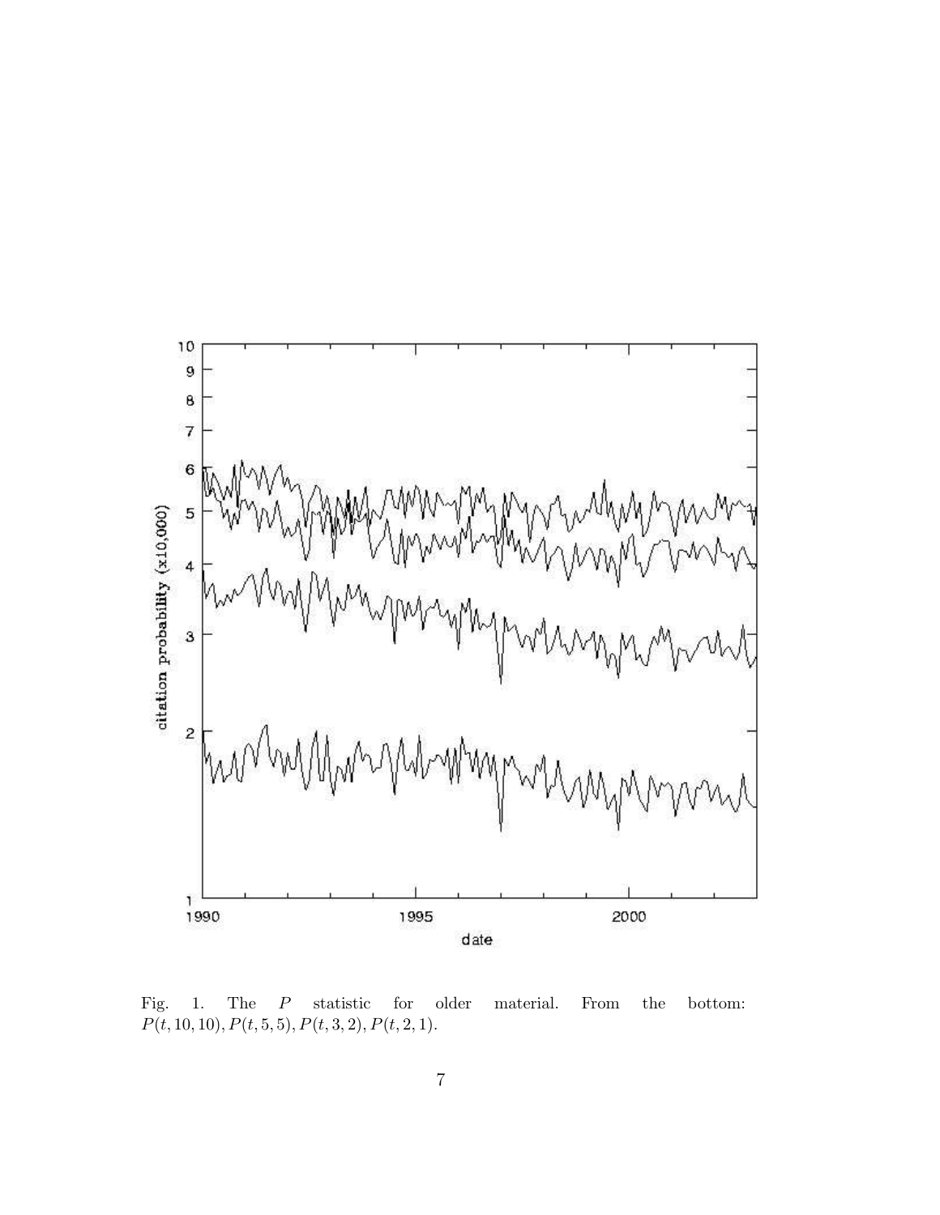Fig. 1. The $P$ statistic for older material. From the bottom: $P(t, 10, 10), P(t, 5, 5), P(t, 3, 2), P(t, 2, 1)$.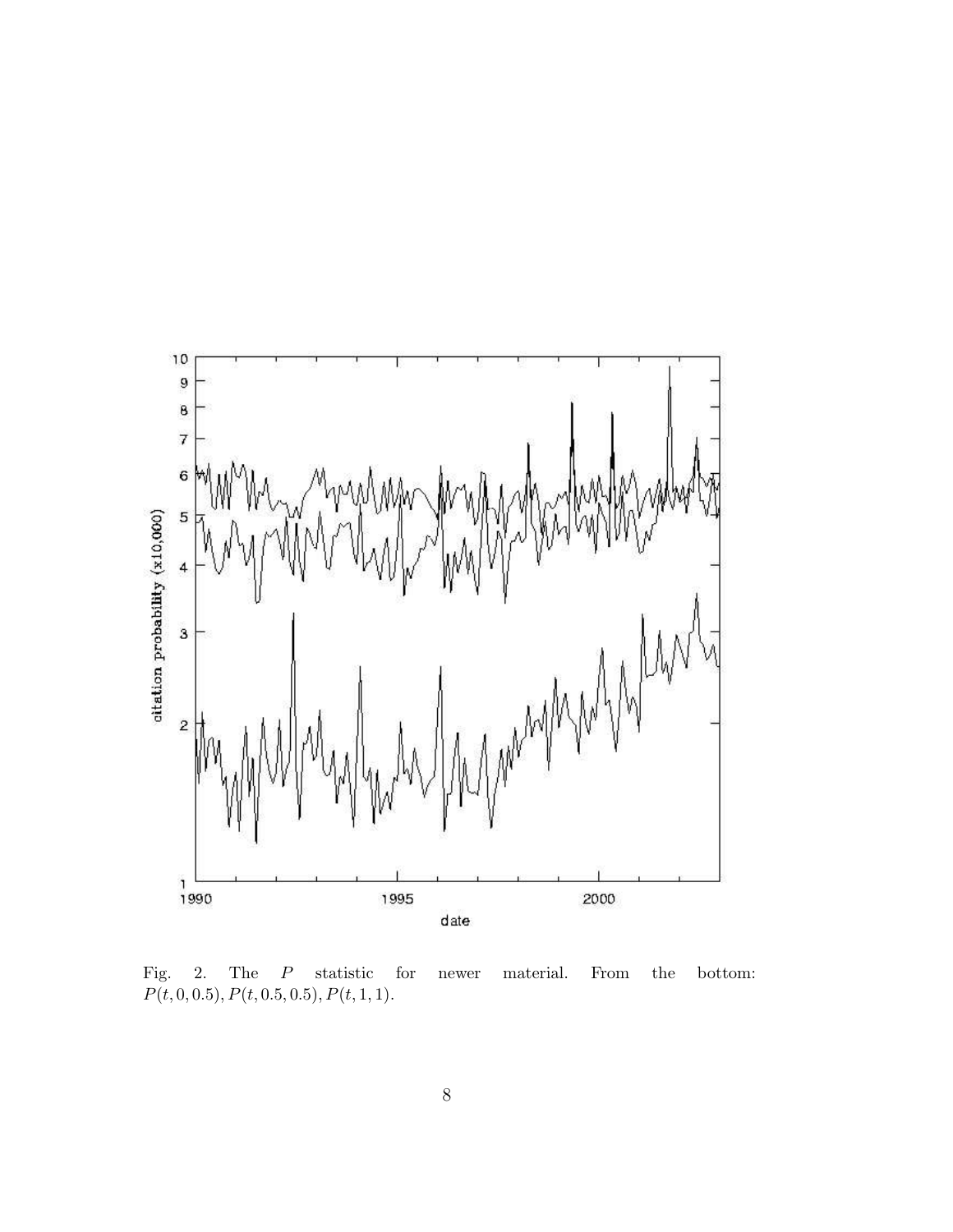Fig. 2. The $P$ statistic for newer material. From the bottom: $P(t, 0, 0.5), P(t, 0.5, 0.5), P(t, 1, 1)$.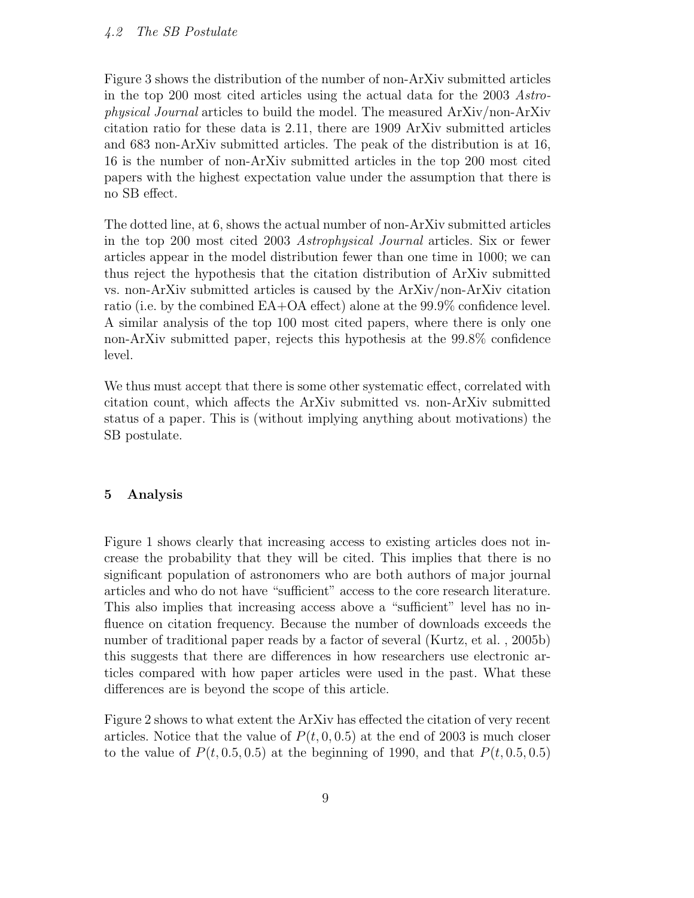### 4.2 The SB Postulate

Figure 3 shows the distribution of the number of non-ArXiv submitted articles in the top 200 most cited articles using the actual data for the 2003 *Astrophysical Journal* articles to build the model. The measured ArXiv/non-ArXiv citation ratio for these data is 2.11, there are 1909 ArXiv submitted articles and 683 non-ArXiv submitted articles. The peak of the distribution is at 16, 16 is the number of non-ArXiv submitted articles in the top 200 most cited papers with the highest expectation value under the assumption that there is no SB effect.

The dotted line, at 6, shows the actual number of non-ArXiv submitted articles in the top 200 most cited 2003 *Astrophysical Journal* articles. Six or fewer articles appear in the model distribution fewer than one time in 1000; we can thus reject the hypothesis that the citation distribution of ArXiv submitted vs. non-ArXiv submitted articles is caused by the ArXiv/non-ArXiv citation ratio (i.e. by the combined EA+OA effect) alone at the 99.9% confidence level. A similar analysis of the top 100 most cited papers, where there is only one non-ArXiv submitted paper, rejects this hypothesis at the 99.8% confidence level.

We thus must accept that there is some other systematic effect, correlated with citation count, which affects the ArXiv submitted vs. non-ArXiv submitted status of a paper. This is (without implying anything about motivations) the SB postulate.

## 5 Analysis

Figure 1 shows clearly that increasing access to existing articles does not increase the probability that they will be cited. This implies that there is no significant population of astronomers who are both authors of major journal articles and who do not have "sufficient" access to the core research literature. This also implies that increasing access above a "sufficient" level has no influence on citation frequency. Because the number of downloads exceeds the number of traditional paper reads by a factor of several (Kurtz, et al. , 2005b) this suggests that there are differences in how researchers use electronic articles compared with how paper articles were used in the past. What these differences are is beyond the scope of this article.

Figure 2 shows to what extent the ArXiv has effected the citation of very recent articles. Notice that the value of $P(t, 0, 0.5)$ at the end of 2003 is much closer to the value of $P(t, 0.5, 0.5)$ at the beginning of 1990, and that $P(t, 0.5, 0.5)$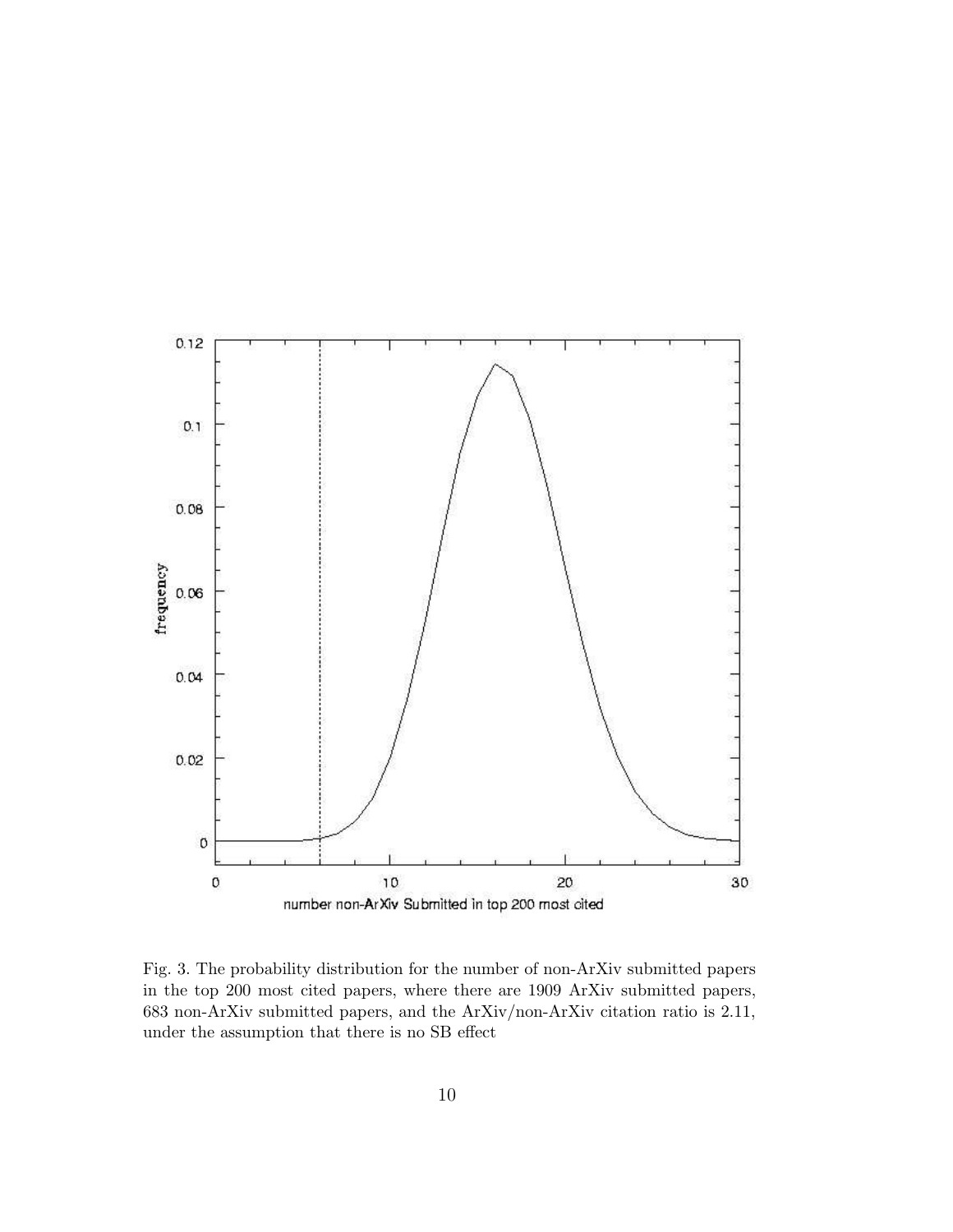Fig. 3. The probability distribution for the number of non-ArXiv submitted papers in the top 200 most cited papers, where there are 1909 ArXiv submitted papers, 683 non-ArXiv submitted papers, and the ArXiv/non-ArXiv citation ratio is 2.11, under the assumption that there is no SB effect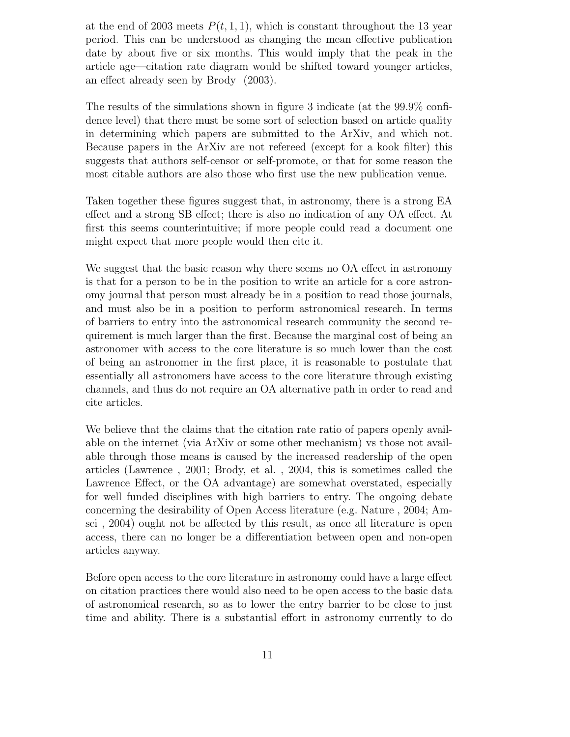at the end of 2003 meets $P(t, 1, 1)$, which is constant throughout the 13 year period. This can be understood as changing the mean effective publication date by about five or six months. This would imply that the peak in the article age—citation rate diagram would be shifted toward younger articles, an effect already seen by Brody (2003).

The results of the simulations shown in figure 3 indicate (at the 99.9% confidence level) that there must be some sort of selection based on article quality in determining which papers are submitted to the ArXiv, and which not. Because papers in the ArXiv are not refereed (except for a kook filter) this suggests that authors self-censor or self-promote, or that for some reason the most citable authors are also those who first use the new publication venue.

Taken together these figures suggest that, in astronomy, there is a strong EA effect and a strong SB effect; there is also no indication of any OA effect. At first this seems counterintuitive; if more people could read a document one might expect that more people would then cite it.

We suggest that the basic reason why there seems no OA effect in astronomy is that for a person to be in the position to write an article for a core astronomy journal that person must already be in a position to read those journals, and must also be in a position to perform astronomical research. In terms of barriers to entry into the astronomical research community the second requirement is much larger than the first. Because the marginal cost of being an astronomer with access to the core literature is so much lower than the cost of being an astronomer in the first place, it is reasonable to postulate that essentially all astronomers have access to the core literature through existing channels, and thus do not require an OA alternative path in order to read and cite articles.

We believe that the claims that the citation rate ratio of papers openly available on the internet (via ArXiv or some other mechanism) vs those not available through those means is caused by the increased readership of the open articles (Lawrence , 2001; Brody, et al. , 2004, this is sometimes called the Lawrence Effect, or the OA advantage) are somewhat overstated, especially for well funded disciplines with high barriers to entry. The ongoing debate concerning the desirability of Open Access literature (e.g. Nature , 2004; Amsci , 2004) ought not be affected by this result, as once all literature is open access, there can no longer be a differentiation between open and non-open articles anyway.

Before open access to the core literature in astronomy could have a large effect on citation practices there would also need to be open access to the basic data of astronomical research, so as to lower the entry barrier to be close to just time and ability. There is a substantial effort in astronomy currently to do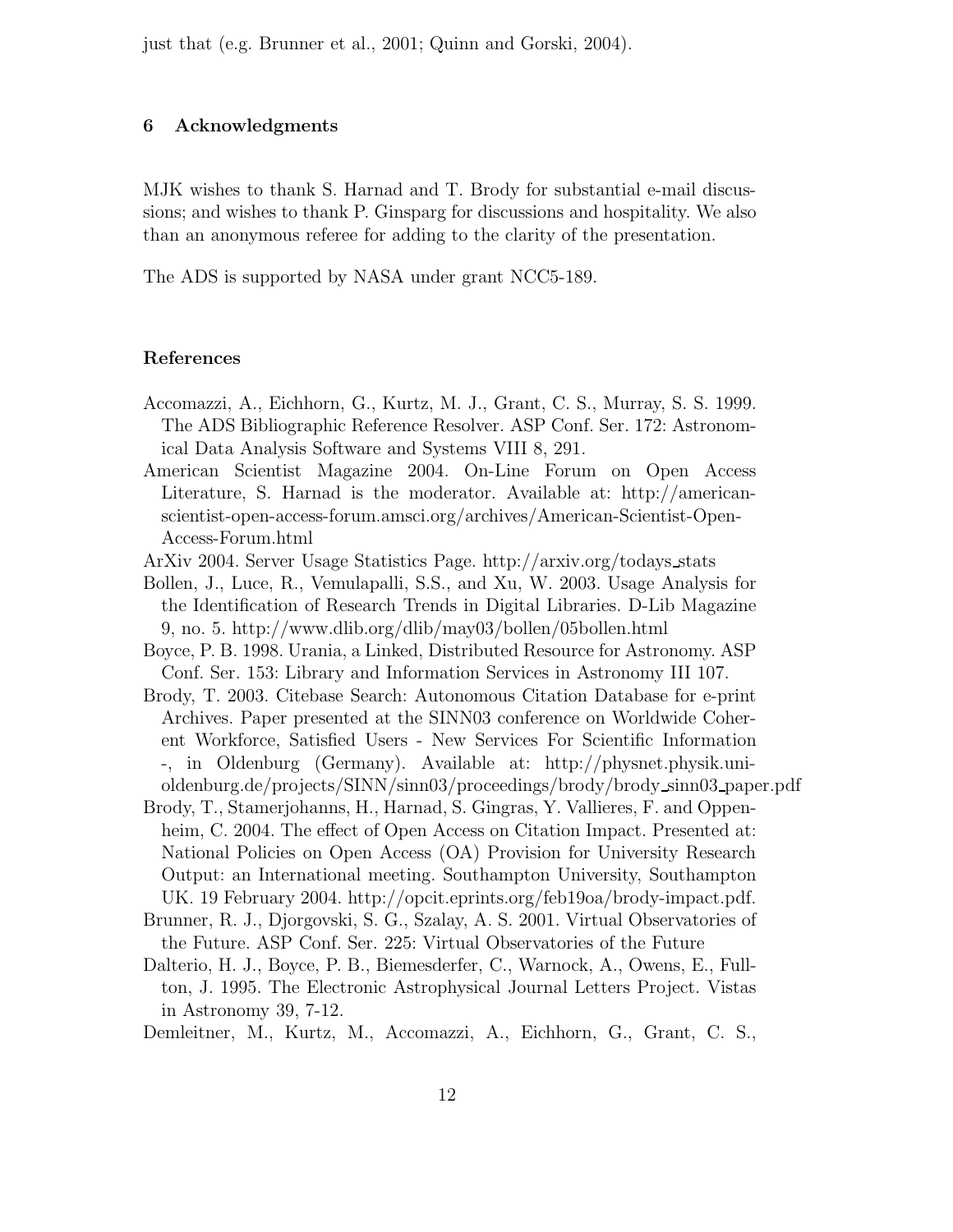just that (e.g. Brunner et al., 2001; Quinn and Gorski, 2004).

## 6 Acknowledgments

MJK wishes to thank S. Harnad and T. Brody for substantial e-mail discussions; and wishes to thank P. Ginsparg for discussions and hospitality. We also than an anonymous referee for adding to the clarity of the presentation.

The ADS is supported by NASA under grant NCC5-189.

## References

Accomazzi, A., Eichhorn, G., Kurtz, M. J., Grant, C. S., Murray, S. S. 1999. The ADS Bibliographic Reference Resolver. ASP Conf. Ser. 172: Astronomical Data Analysis Software and Systems VIII 8, 291.

American Scientist Magazine 2004. On-Line Forum on Open Access Literature, S. Harnad is the moderator. Available at: http://american-scientist-open-access-forum.amsci.org/archives/American-Scientist-Open-Access-Forum.html

ArXiv 2004. Server Usage Statistics Page. http://arxiv.org/todays_stats

Bollen, J., Luce, R., Vemulapalli, S.S., and Xu, W. 2003. Usage Analysis for the Identification of Research Trends in Digital Libraries. D-Lib Magazine 9, no. 5. http://www.dlib.org/dlib/may03/bollen/05bollen.html

Boyce, P. B. 1998. Urania, a Linked, Distributed Resource for Astronomy. ASP Conf. Ser. 153: Library and Information Services in Astronomy III 107.

Brody, T. 2003. Citebase Search: Autonomous Citation Database for e-print Archives. Paper presented at the SINN03 conference on Worldwide Coherent Workforce, Satisfied Users - New Services For Scientific Information -, in Oldenburg (Germany). Available at: http://physnet.physik.uni-oldenburg.de/projects/SINN/sinn03/proceedings/brody/brody_sinn03_paper.pdf

Brody, T., Stamerjohanns, H., Harnad, S. Gingras, Y. Vallieres, F. and Oppenheim, C. 2004. The effect of Open Access on Citation Impact. Presented at: National Policies on Open Access (OA) Provision for University Research Output: an International meeting. Southampton University, Southampton UK. 19 February 2004. http://opcit.eprints.org/feb19oa/brody-impact.pdf.

Brunner, R. J., Djorgovski, S. G., Szalay, A. S. 2001. Virtual Observatories of the Future. ASP Conf. Ser. 225: Virtual Observatories of the Future

Dalterio, H. J., Boyce, P. B., Biemesderfer, C., Warnock, A., Owens, E., Fullton, J. 1995. The Electronic Astrophysical Journal Letters Project. Vistas in Astronomy 39, 7-12.

Demleitner, M., Kurtz, M., Accomazzi, A., Eichhorn, G., Grant, C. S.,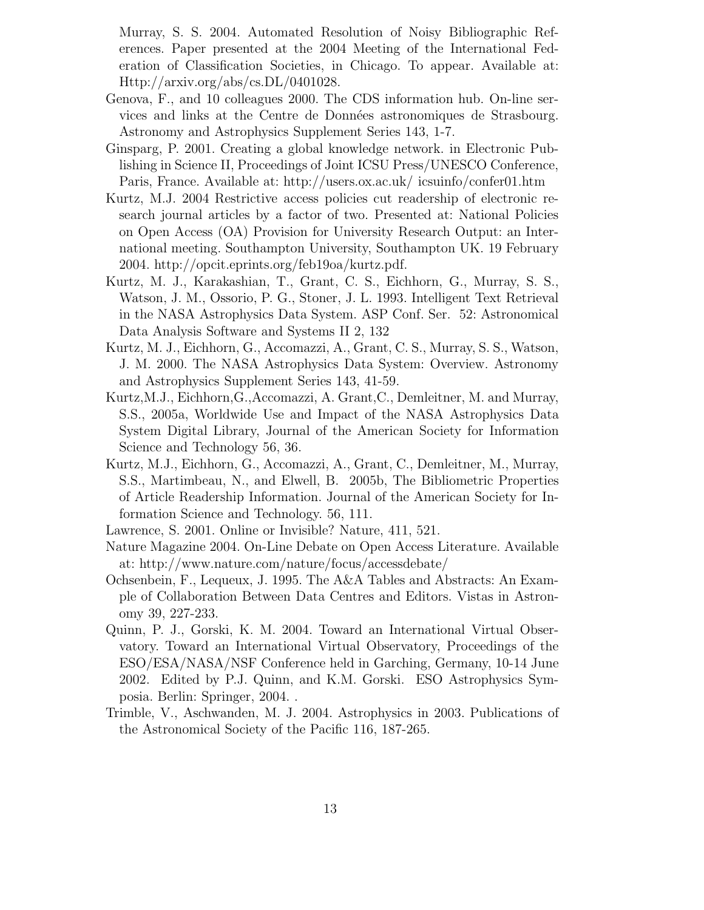Murray, S. S. 2004. Automated Resolution of Noisy Bibliographic References. Paper presented at the 2004 Meeting of the International Federation of Classification Societies, in Chicago. To appear. Available at: Http://arxiv.org/abs/cs.DL/0401028.

Genova, F., and 10 colleagues 2000. The CDS information hub. On-line services and links at the Centre de Données astronomiques de Strasbourg. Astronomy and Astrophysics Supplement Series 143, 1-7.

Ginsparg, P. 2001. Creating a global knowledge network. in Electronic Publishing in Science II, Proceedings of Joint ICSU Press/UNESCO Conference, Paris, France. Available at: http://users.ox.ac.uk/ icsuinfo/confer01.htm

Kurtz, M.J. 2004 Restrictive access policies cut readership of electronic research journal articles by a factor of two. Presented at: National Policies on Open Access (OA) Provision for University Research Output: an International meeting. Southampton University, Southampton UK. 19 February 2004. http://opcit.eprints.org/feb19oa/kurtz.pdf.

Kurtz, M. J., Karakashian, T., Grant, C. S., Eichhorn, G., Murray, S. S., Watson, J. M., Ossorio, P. G., Stoner, J. L. 1993. Intelligent Text Retrieval in the NASA Astrophysics Data System. ASP Conf. Ser. 52: Astronomical Data Analysis Software and Systems II 2, 132

Kurtz, M. J., Eichhorn, G., Accomazzi, A., Grant, C. S., Murray, S. S., Watson, J. M. 2000. The NASA Astrophysics Data System: Overview. Astronomy and Astrophysics Supplement Series 143, 41-59.

Kurtz,M.J., Eichhorn,G.,Accomazzi, A. Grant,C., Demleitner, M. and Murray, S.S., 2005a, Worldwide Use and Impact of the NASA Astrophysics Data System Digital Library, Journal of the American Society for Information Science and Technology 56, 36.

Kurtz, M.J., Eichhorn, G., Accomazzi, A., Grant, C., Demleitner, M., Murray, S.S., Martimbeau, N., and Elwell, B. 2005b, The Bibliometric Properties of Article Readership Information. Journal of the American Society for Information Science and Technology. 56, 111.

Lawrence, S. 2001. Online or Invisible? Nature, 411, 521.

Nature Magazine 2004. On-Line Debate on Open Access Literature. Available at: http://www.nature.com/nature/focus/accessdebate/

Ochsenbein, F., Lequeux, J. 1995. The A&A Tables and Abstracts: An Example of Collaboration Between Data Centres and Editors. Vistas in Astronomy 39, 227-233.

Quinn, P. J., Gorski, K. M. 2004. Toward an International Virtual Observatory. Toward an International Virtual Observatory, Proceedings of the ESO/ESA/NASA/NSF Conference held in Garching, Germany, 10-14 June 2002. Edited by P.J. Quinn, and K.M. Gorski. ESO Astrophysics Symposia. Berlin: Springer, 2004. .

Trimble, V., Aschwanden, M. J. 2004. Astrophysics in 2003. Publications of the Astronomical Society of the Pacific 116, 187-265.